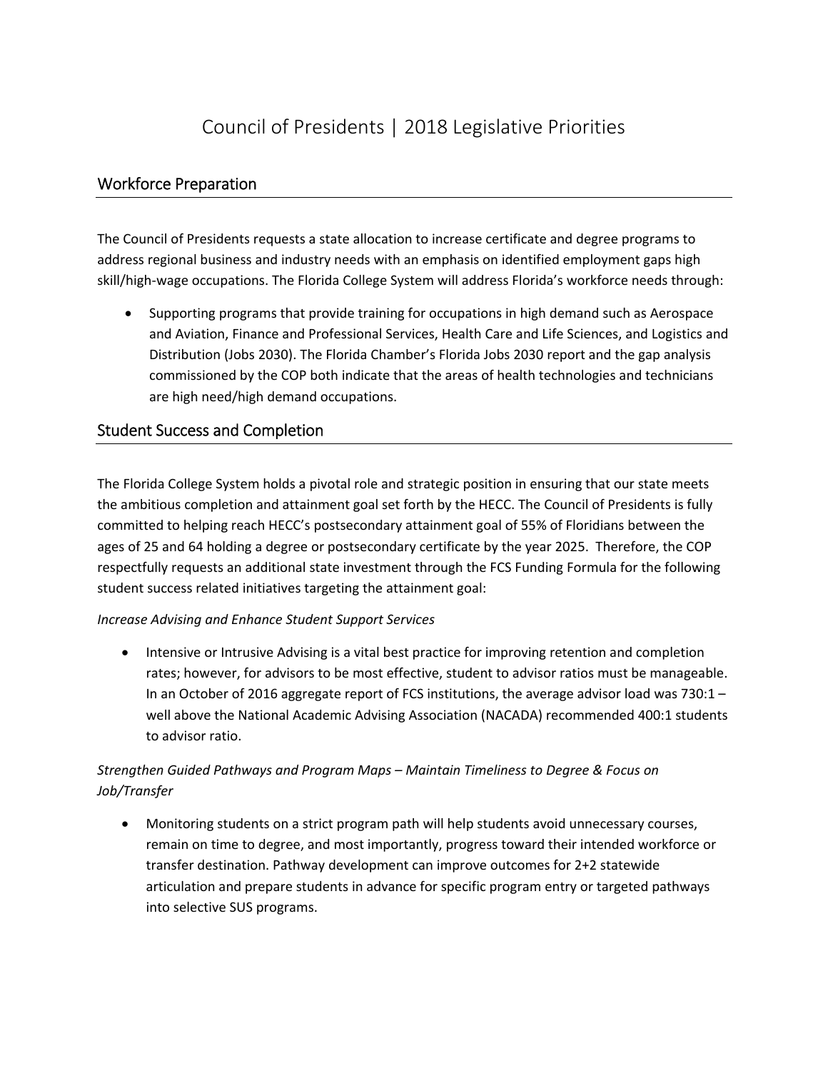# Council of Presidents | 2018 Legislative Priorities

## Workforce Preparation

The Council of Presidents requests a state allocation to increase certificate and degree programs to address regional business and industry needs with an emphasis on identified employment gaps high skill/high-wage occupations. The Florida College System will address Florida's workforce needs through:

- Supporting programs that provide training for occupations in high demand such as Aerospace and Aviation, Finance and Professional Services, Health Care and Life Sciences, and Logistics and Distribution (Jobs 2030). The Florida Chamber's Florida Jobs 2030 report and the gap analysis commissioned by the COP both indicate that the areas of health technologies and technicians are high need/high demand occupations.

## Student Success and Completion

The Florida College System holds a pivotal role and strategic position in ensuring that our state meets the ambitious completion and attainment goal set forth by the HECC. The Council of Presidents is fully committed to helping reach HECC's postsecondary attainment goal of 55% of Floridians between the ages of 25 and 64 holding a degree or postsecondary certificate by the year 2025. Therefore, the COP respectfully requests an additional state investment through the FCS Funding Formula for the following student success related initiatives targeting the attainment goal:

*Increase Advising and Enhance Student Support Services*

- Intensive or Intrusive Advising is a vital best practice for improving retention and completion rates; however, for advisors to be most effective, student to advisor ratios must be manageable. In an October of 2016 aggregate report of FCS institutions, the average advisor load was 730:1 – well above the National Academic Advising Association (NACADA) recommended 400:1 students to advisor ratio.

*Strengthen Guided Pathways and Program Maps – Maintain Timeliness to Degree & Focus on Job/Transfer*

- Monitoring students on a strict program path will help students avoid unnecessary courses, remain on time to degree, and most importantly, progress toward their intended workforce or transfer destination. Pathway development can improve outcomes for 2+2 statewide articulation and prepare students in advance for specific program entry or targeted pathways into selective SUS programs.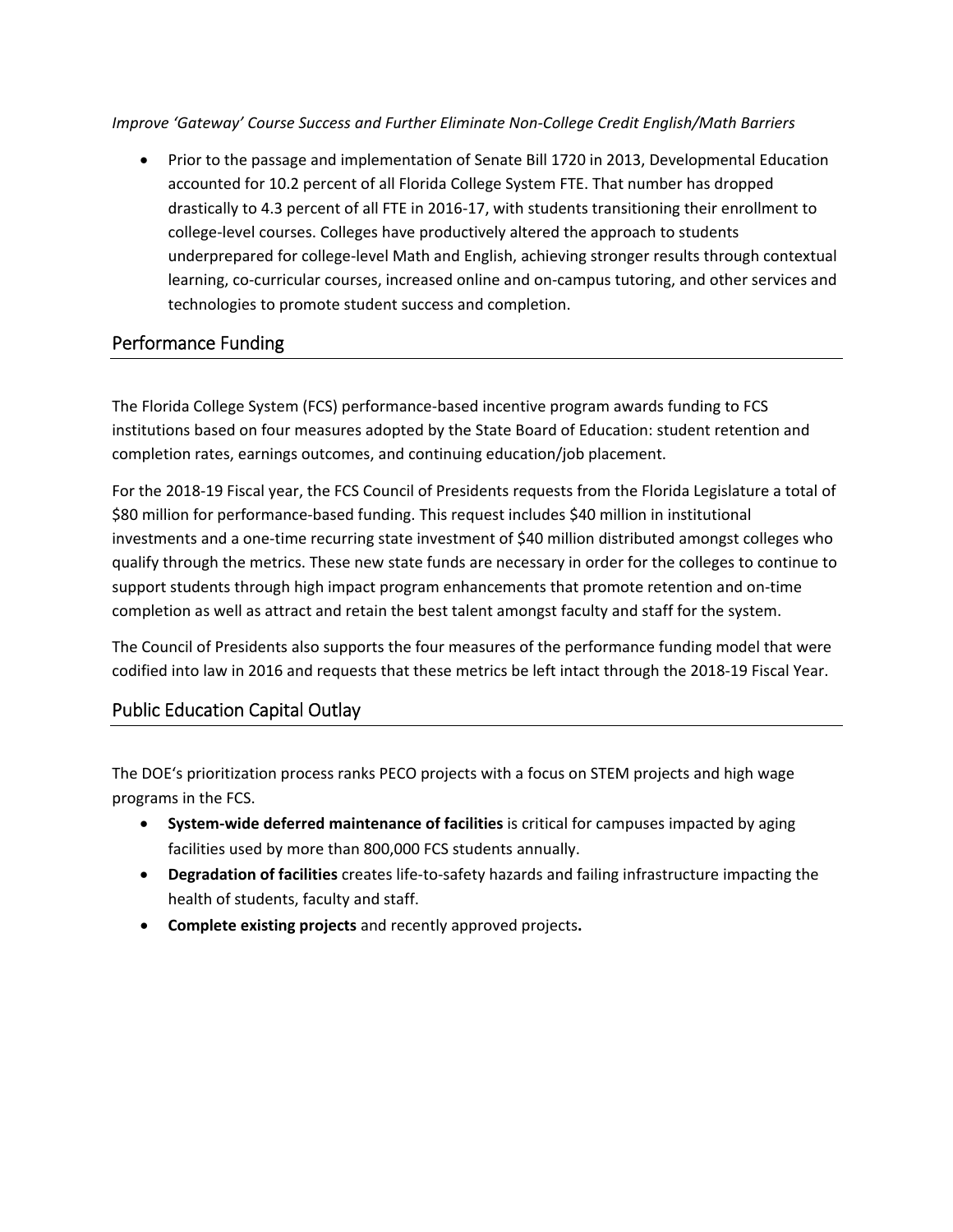*Improve 'Gateway' Course Success and Further Eliminate Non-College Credit English/Math Barriers*

- Prior to the passage and implementation of Senate Bill 1720 in 2013, Developmental Education accounted for 10.2 percent of all Florida College System FTE. That number has dropped drastically to 4.3 percent of all FTE in 2016-17, with students transitioning their enrollment to college-level courses. Colleges have productively altered the approach to students underprepared for college-level Math and English, achieving stronger results through contextual learning, co-curricular courses, increased online and on-campus tutoring, and other services and technologies to promote student success and completion.

## Performance Funding

The Florida College System (FCS) performance-based incentive program awards funding to FCS institutions based on four measures adopted by the State Board of Education: student retention and completion rates, earnings outcomes, and continuing education/job placement.

For the 2018-19 Fiscal year, the FCS Council of Presidents requests from the Florida Legislature a total of $80 million for performance-based funding. This request includes $40 million in institutional investments and a one-time recurring state investment of $40 million distributed amongst colleges who qualify through the metrics. These new state funds are necessary in order for the colleges to continue to support students through high impact program enhancements that promote retention and on-time completion as well as attract and retain the best talent amongst faculty and staff for the system.

The Council of Presidents also supports the four measures of the performance funding model that were codified into law in 2016 and requests that these metrics be left intact through the 2018-19 Fiscal Year.

## Public Education Capital Outlay

The DOE's prioritization process ranks PECO projects with a focus on STEM projects and high wage programs in the FCS.

- **System-wide deferred maintenance of facilities** is critical for campuses impacted by aging facilities used by more than 800,000 FCS students annually.
- **Degradation of facilities** creates life-to-safety hazards and failing infrastructure impacting the health of students, faculty and staff.
- **Complete existing projects** and recently approved projects**.**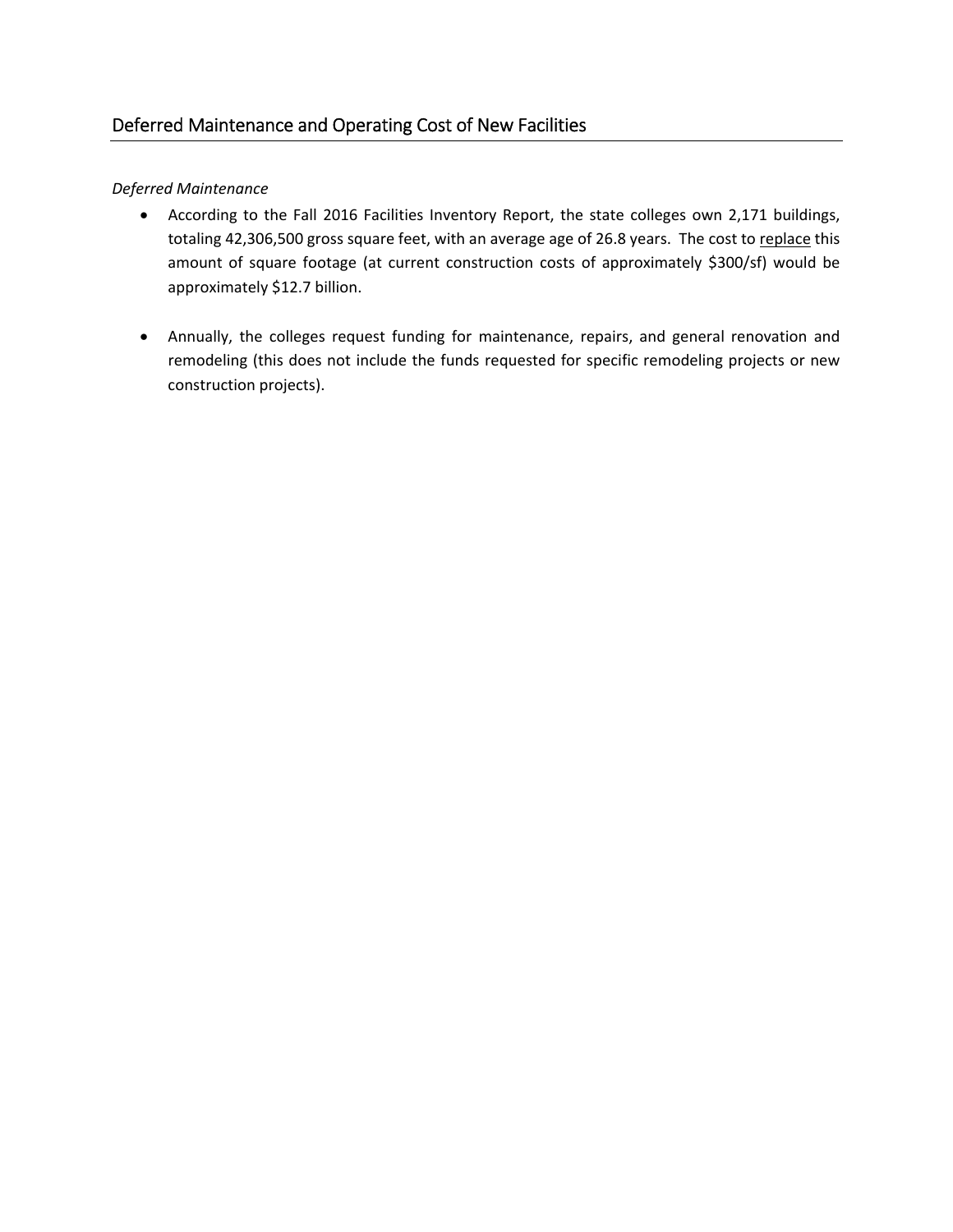## Deferred Maintenance and Operating Cost of New Facilities

*Deferred Maintenance*

- According to the Fall 2016 Facilities Inventory Report, the state colleges own 2,171 buildings, totaling 42,306,500 gross square feet, with an average age of 26.8 years. The cost to <u>replace</u> this amount of square footage (at current construction costs of approximately $300/sf) would be approximately $12.7 billion.

- Annually, the colleges request funding for maintenance, repairs, and general renovation and remodeling (this does not include the funds requested for specific remodeling projects or new construction projects).